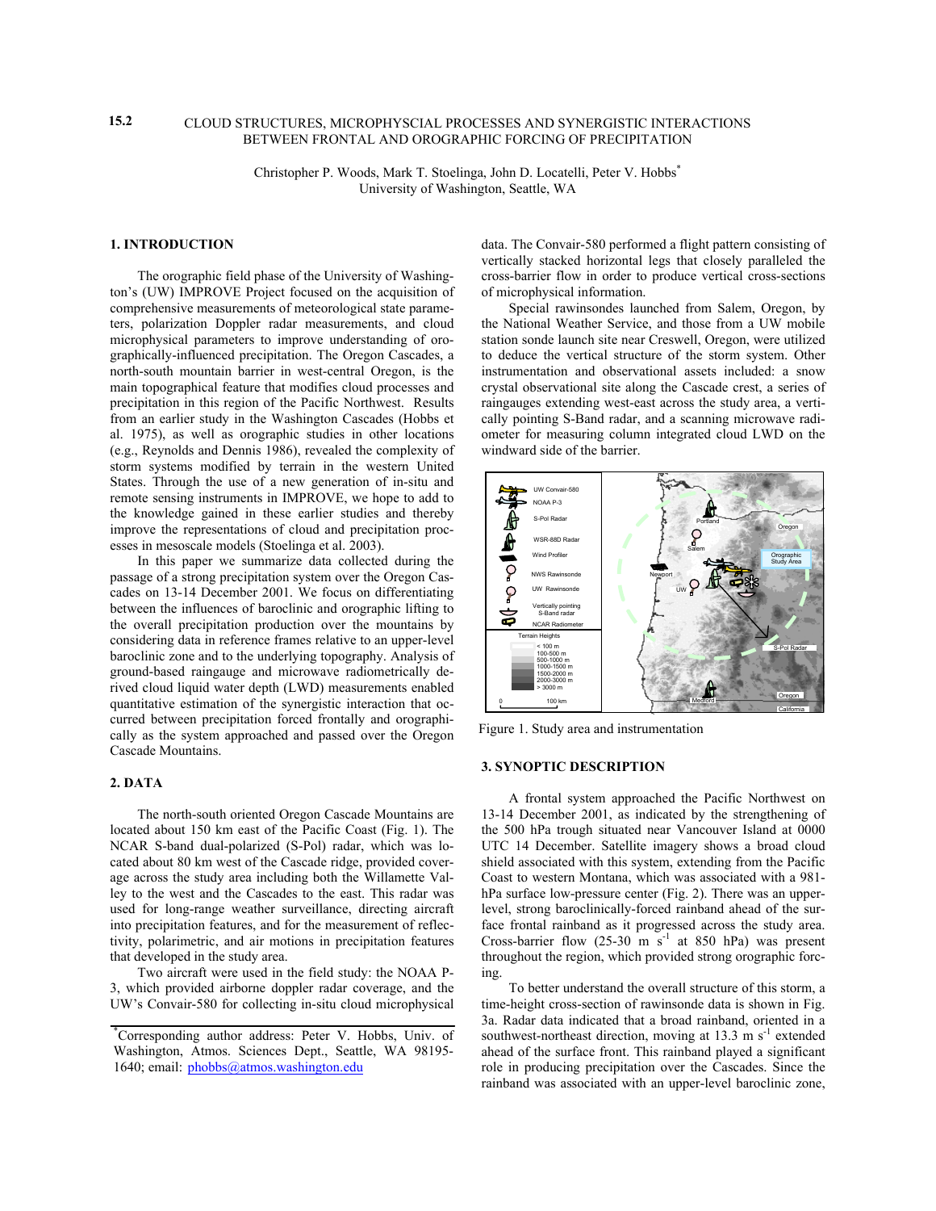15.2

# CLOUD STRUCTURES, MICROPHYSCIAL PROCESSES AND SYNERGISTIC INTERACTIONS BETWEEN FRONTAL AND OROGRAPHIC FORCING OF PRECIPITATION

Christopher P. Woods, Mark T. Stoelinga, John D. Locatelli, Peter V. Hobbs*
University of Washington, Seattle, WA

## 1. INTRODUCTION

The orographic field phase of the University of Washington's (UW) IMPROVE Project focused on the acquisition of comprehensive measurements of meteorological state parameters, polarization Doppler radar measurements, and cloud microphysical parameters to improve understanding of orographically-influenced precipitation. The Oregon Cascades, a north-south mountain barrier in west-central Oregon, is the main topographical feature that modifies cloud processes and precipitation in this region of the Pacific Northwest. Results from an earlier study in the Washington Cascades (Hobbs et al. 1975), as well as orographic studies in other locations (e.g., Reynolds and Dennis 1986), revealed the complexity of storm systems modified by terrain in the western United States. Through the use of a new generation of in-situ and remote sensing instruments in IMPROVE, we hope to add to the knowledge gained in these earlier studies and thereby improve the representations of cloud and precipitation processes in mesoscale models (Stoelinga et al. 2003).

In this paper we summarize data collected during the passage of a strong precipitation system over the Oregon Cascades on 13-14 December 2001. We focus on differentiating between the influences of baroclinic and orographic lifting to the overall precipitation production over the mountains by considering data in reference frames relative to an upper-level baroclinic zone and to the underlying topography. Analysis of ground-based raingauge and microwave radiometrically derived cloud liquid water depth (LWD) measurements enabled quantitative estimation of the synergistic interaction that occurred between precipitation forced frontally and orographically as the system approached and passed over the Oregon Cascade Mountains.

## 2. DATA

The north-south oriented Oregon Cascade Mountains are located about 150 km east of the Pacific Coast (Fig. 1). The NCAR S-band dual-polarized (S-Pol) radar, which was located about 80 km west of the Cascade ridge, provided coverage across the study area including both the Willamette Valley to the west and the Cascades to the east. This radar was used for long-range weather surveillance, directing aircraft into precipitation features, and for the measurement of reflectivity, polarimetric, and air motions in precipitation features that developed in the study area.

Two aircraft were used in the field study: the NOAA P-3, which provided airborne doppler radar coverage, and the UW's Convair-580 for collecting in-situ cloud microphysical data. The Convair-580 performed a flight pattern consisting of vertically stacked horizontal legs that closely paralleled the cross-barrier flow in order to produce vertical cross-sections of microphysical information.

Special rawinsondes launched from Salem, Oregon, by the National Weather Service, and those from a UW mobile station sonde launch site near Creswell, Oregon, were utilized to deduce the vertical structure of the storm system. Other instrumentation and observational assets included: a snow crystal observational site along the Cascade crest, a series of raingauges extending west-east across the study area, a vertically pointing S-Band radar, and a scanning microwave radiometer for measuring column integrated cloud LWD on the windward side of the barrier.

Figure 1. Study area and instrumentation

## 3. SYNOPTIC DESCRIPTION

A frontal system approached the Pacific Northwest on 13-14 December 2001, as indicated by the strengthening of the 500 hPa trough situated near Vancouver Island at 0000 UTC 14 December. Satellite imagery shows a broad cloud shield associated with this system, extending from the Pacific Coast to western Montana, which was associated with a 981-hPa surface low-pressure center (Fig. 2). There was an upper-level, strong baroclinically-forced rainband ahead of the surface frontal rainband as it progressed across the study area. Cross-barrier flow (25-30 m s$^{-1}$ at 850 hPa) was present throughout the region, which provided strong orographic forcing.

To better understand the overall structure of this storm, a time-height cross-section of rawinsonde data is shown in Fig. 3a. Radar data indicated that a broad rainband, oriented in a southwest-northeast direction, moving at 13.3 m s$^{-1}$ extended ahead of the surface front. This rainband played a significant role in producing precipitation over the Cascades. Since the rainband was associated with an upper-level baroclinic zone,

*Corresponding author address: Peter V. Hobbs, Univ. of Washington, Atmos. Sciences Dept., Seattle, WA 98195-1640; email: phobbs@atmos.washington.edu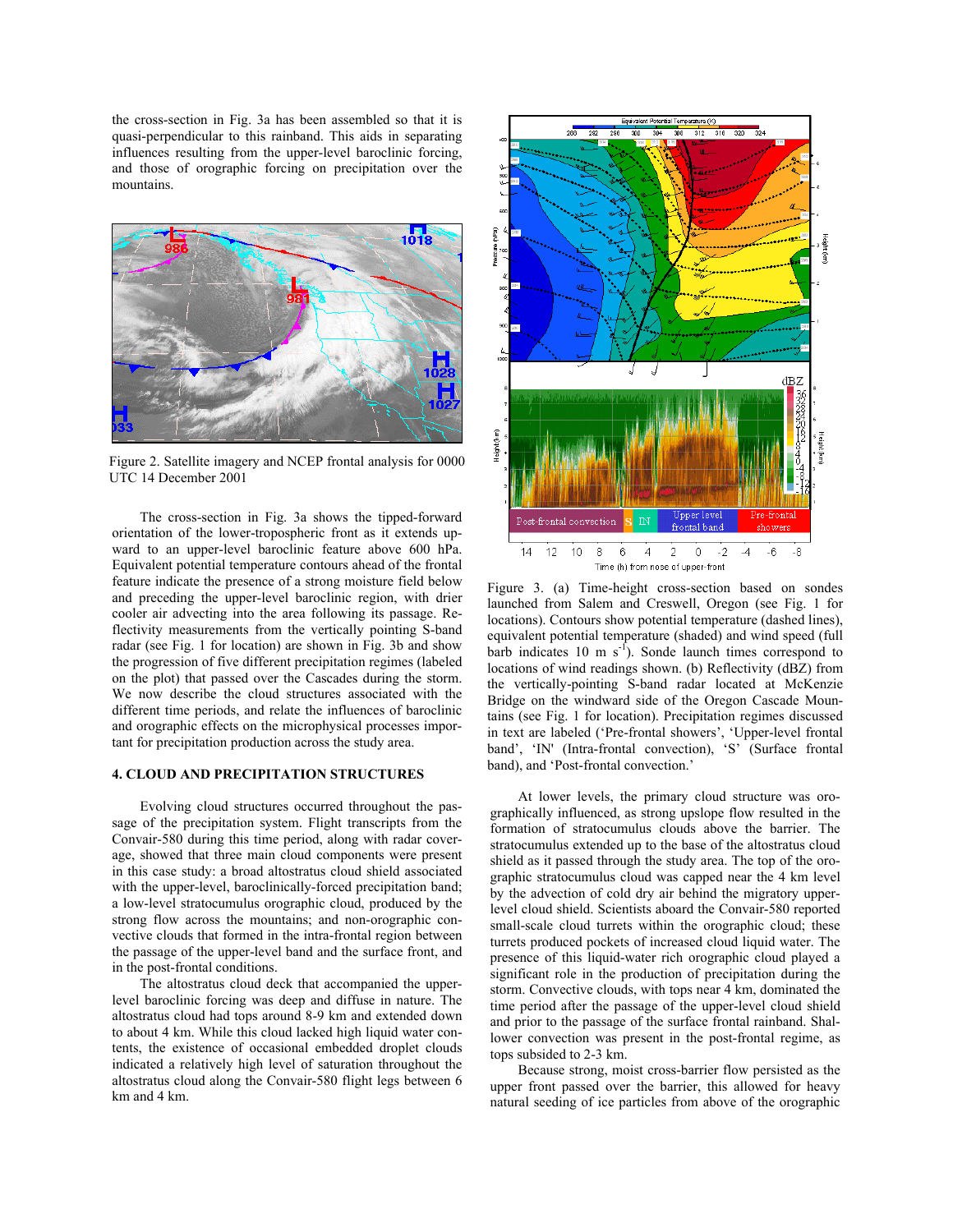the cross-section in Fig. 3a has been assembled so that it is quasi-perpendicular to this rainband. This aids in separating influences resulting from the upper-level baroclinic forcing, and those of orographic forcing on precipitation over the mountains.

Figure 2. Satellite imagery and NCEP frontal analysis for 0000 UTC 14 December 2001

The cross-section in Fig. 3a shows the tipped-forward orientation of the lower-tropospheric front as it extends upward to an upper-level baroclinic feature above 600 hPa. Equivalent potential temperature contours ahead of the frontal feature indicate the presence of a strong moisture field below and preceding the upper-level baroclinic region, with drier cooler air advecting into the area following its passage. Reflectivity measurements from the vertically pointing S-band radar (see Fig. 1 for location) are shown in Fig. 3b and show the progression of five different precipitation regimes (labeled on the plot) that passed over the Cascades during the storm. We now describe the cloud structures associated with the different time periods, and relate the influences of baroclinic and orographic effects on the microphysical processes important for precipitation production across the study area.

## 4. CLOUD AND PRECIPITATION STRUCTURES

Evolving cloud structures occurred throughout the passage of the precipitation system. Flight transcripts from the Convair-580 during this time period, along with radar coverage, showed that three main cloud components were present in this case study: a broad altostratus cloud shield associated with the upper-level, baroclinically-forced precipitation band; a low-level stratocumulus orographic cloud, produced by the strong flow across the mountains; and non-orographic convective clouds that formed in the intra-frontal region between the passage of the upper-level band and the surface front, and in the post-frontal conditions.

The altostratus cloud deck that accompanied the upper-level baroclinic forcing was deep and diffuse in nature. The altostratus cloud had tops around 8-9 km and extended down to about 4 km. While this cloud lacked high liquid water contents, the existence of occasional embedded droplet clouds indicated a relatively high level of saturation throughout the altostratus cloud along the Convair-580 flight legs between 6 km and 4 km.

Figure 3. (a) Time-height cross-section based on sondes launched from Salem and Creswell, Oregon (see Fig. 1 for locations). Contours show potential temperature (dashed lines), equivalent potential temperature (shaded) and wind speed (full barb indicates 10 m $s^{-1}$). Sonde launch times correspond to locations of wind readings shown. (b) Reflectivity (dBZ) from the vertically-pointing S-band radar located at McKenzie Bridge on the windward side of the Oregon Cascade Mountains (see Fig. 1 for location). Precipitation regimes discussed in text are labeled ('Pre-frontal showers', 'Upper-level frontal band', 'IN' (Intra-frontal convection), 'S' (Surface frontal band), and 'Post-frontal convection.'

At lower levels, the primary cloud structure was orographically influenced, as strong upslope flow resulted in the formation of stratocumulus clouds above the barrier. The stratocumulus extended up to the base of the altostratus cloud shield as it passed through the study area. The top of the orographic stratocumulus cloud was capped near the 4 km level by the advection of cold dry air behind the migratory upper-level cloud shield. Scientists aboard the Convair-580 reported small-scale cloud turrets within the orographic cloud; these turrets produced pockets of increased cloud liquid water. The presence of this liquid-water rich orographic cloud played a significant role in the production of precipitation during the storm. Convective clouds, with tops near 4 km, dominated the time period after the passage of the upper-level cloud shield and prior to the passage of the surface frontal rainband. Shallower convection was present in the post-frontal regime, as tops subsided to 2-3 km.

Because strong, moist cross-barrier flow persisted as the upper front passed over the barrier, this allowed for heavy natural seeding of ice particles from above of the orographic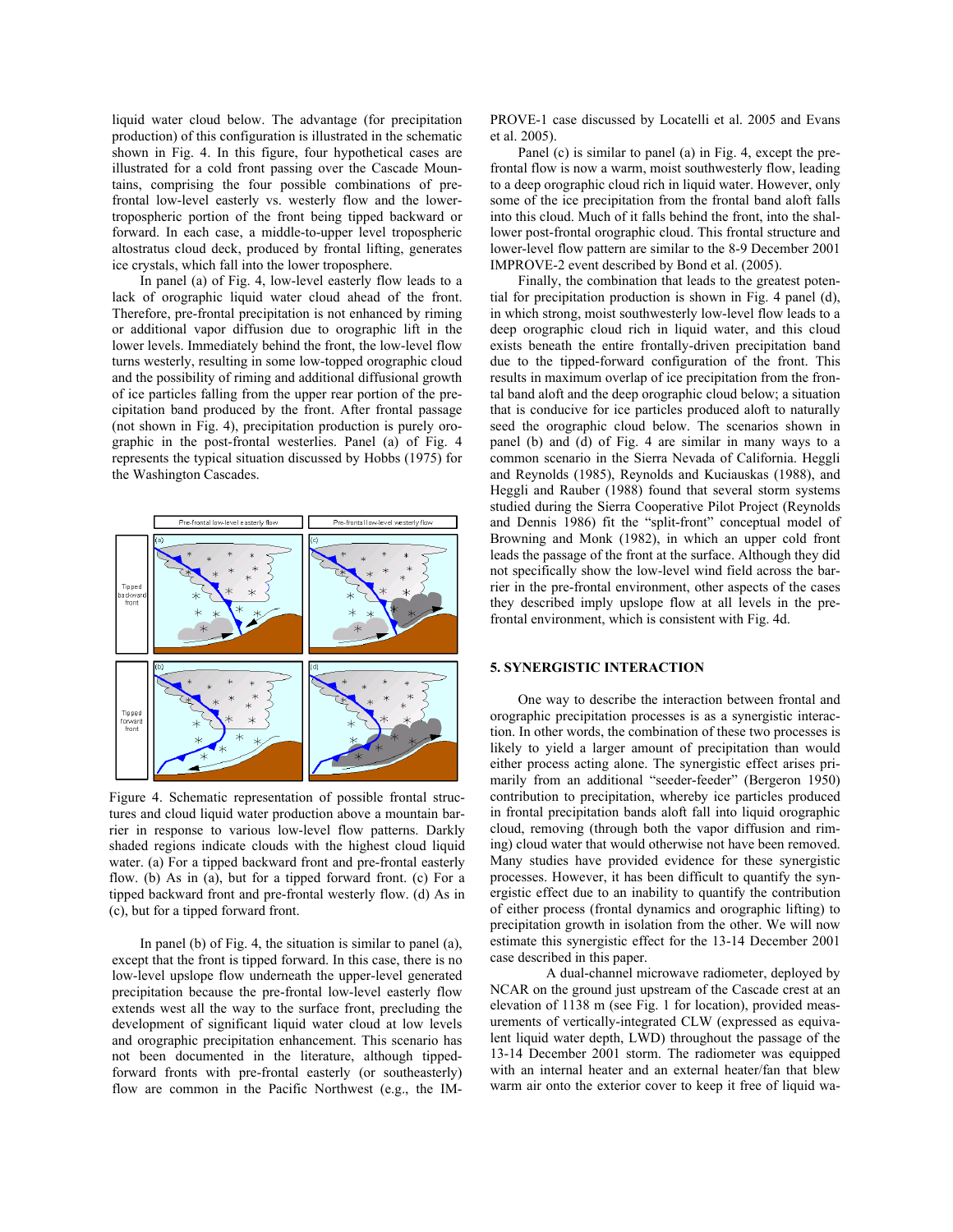liquid water cloud below. The advantage (for precipitation production) of this configuration is illustrated in the schematic shown in Fig. 4. In this figure, four hypothetical cases are illustrated for a cold front passing over the Cascade Mountains, comprising the four possible combinations of pre-frontal low-level easterly vs. westerly flow and the lower-tropospheric portion of the front being tipped backward or forward. In each case, a middle-to-upper level tropospheric altostratus cloud deck, produced by frontal lifting, generates ice crystals, which fall into the lower troposphere.

In panel (a) of Fig. 4, low-level easterly flow leads to a lack of orographic liquid water cloud ahead of the front. Therefore, pre-frontal precipitation is not enhanced by riming or additional vapor diffusion due to orographic lift in the lower levels. Immediately behind the front, the low-level flow turns westerly, resulting in some low-topped orographic cloud and the possibility of riming and additional diffusional growth of ice particles falling from the upper rear portion of the precipitation band produced by the front. After frontal passage (not shown in Fig. 4), precipitation production is purely orographic in the post-frontal westerlies. Panel (a) of Fig. 4 represents the typical situation discussed by Hobbs (1975) for the Washington Cascades.

Figure 4. Schematic representation of possible frontal structures and cloud liquid water production above a mountain barrier in response to various low-level flow patterns. Darkly shaded regions indicate clouds with the highest cloud liquid water. (a) For a tipped backward front and pre-frontal easterly flow. (b) As in (a), but for a tipped forward front. (c) For a tipped backward front and pre-frontal westerly flow. (d) As in (c), but for a tipped forward front.

In panel (b) of Fig. 4, the situation is similar to panel (a), except that the front is tipped forward. In this case, there is no low-level upslope flow underneath the upper-level generated precipitation because the pre-frontal low-level easterly flow extends west all the way to the surface front, precluding the development of significant liquid water cloud at low levels and orographic precipitation enhancement. This scenario has not been documented in the literature, although tipped-forward fronts with pre-frontal easterly (or southeasterly) flow are common in the Pacific Northwest (e.g., the IMPROVE-1 case discussed by Locatelli et al. 2005 and Evans et al. 2005).

Panel (c) is similar to panel (a) in Fig. 4, except the pre-frontal flow is now a warm, moist southwesterly flow, leading to a deep orographic cloud rich in liquid water. However, only some of the ice precipitation from the frontal band aloft falls into this cloud. Much of it falls behind the front, into the shallower post-frontal orographic cloud. This frontal structure and lower-level flow pattern are similar to the 8-9 December 2001 IMPROVE-2 event described by Bond et al. (2005).

Finally, the combination that leads to the greatest potential for precipitation production is shown in Fig. 4 panel (d), in which strong, moist southwesterly low-level flow leads to a deep orographic cloud rich in liquid water, and this cloud exists beneath the entire frontally-driven precipitation band due to the tipped-forward configuration of the front. This results in maximum overlap of ice precipitation from the frontal band aloft and the deep orographic cloud below; a situation that is conducive for ice particles produced aloft to naturally seed the orographic cloud below. The scenarios shown in panel (b) and (d) of Fig. 4 are similar in many ways to a common scenario in the Sierra Nevada of California. Heggli and Reynolds (1985), Reynolds and Kuciauskas (1988), and Heggli and Rauber (1988) found that several storm systems studied during the Sierra Cooperative Pilot Project (Reynolds and Dennis 1986) fit the "split-front" conceptual model of Browning and Monk (1982), in which an upper cold front leads the passage of the front at the surface. Although they did not specifically show the low-level wind field across the barrier in the pre-frontal environment, other aspects of the cases they described imply upslope flow at all levels in the pre-frontal environment, which is consistent with Fig. 4d.

## 5. SYNERGISTIC INTERACTION

One way to describe the interaction between frontal and orographic precipitation processes is as a synergistic interaction. In other words, the combination of these two processes is likely to yield a larger amount of precipitation than would either process acting alone. The synergistic effect arises primarily from an additional "seeder-feeder" (Bergeron 1950) contribution to precipitation, whereby ice particles produced in frontal precipitation bands aloft fall into liquid orographic cloud, removing (through both the vapor diffusion and riming) cloud water that would otherwise not have been removed. Many studies have provided evidence for these synergistic processes. However, it has been difficult to quantify the synergistic effect due to an inability to quantify the contribution of either process (frontal dynamics and orographic lifting) to precipitation growth in isolation from the other. We will now estimate this synergistic effect for the 13-14 December 2001 case described in this paper.

A dual-channel microwave radiometer, deployed by NCAR on the ground just upstream of the Cascade crest at an elevation of 1138 m (see Fig. 1 for location), provided measurements of vertically-integrated CLW (expressed as equivalent liquid water depth, LWD) throughout the passage of the 13-14 December 2001 storm. The radiometer was equipped with an internal heater and an external heater/fan that blew warm air onto the exterior cover to keep it free of liquid wa-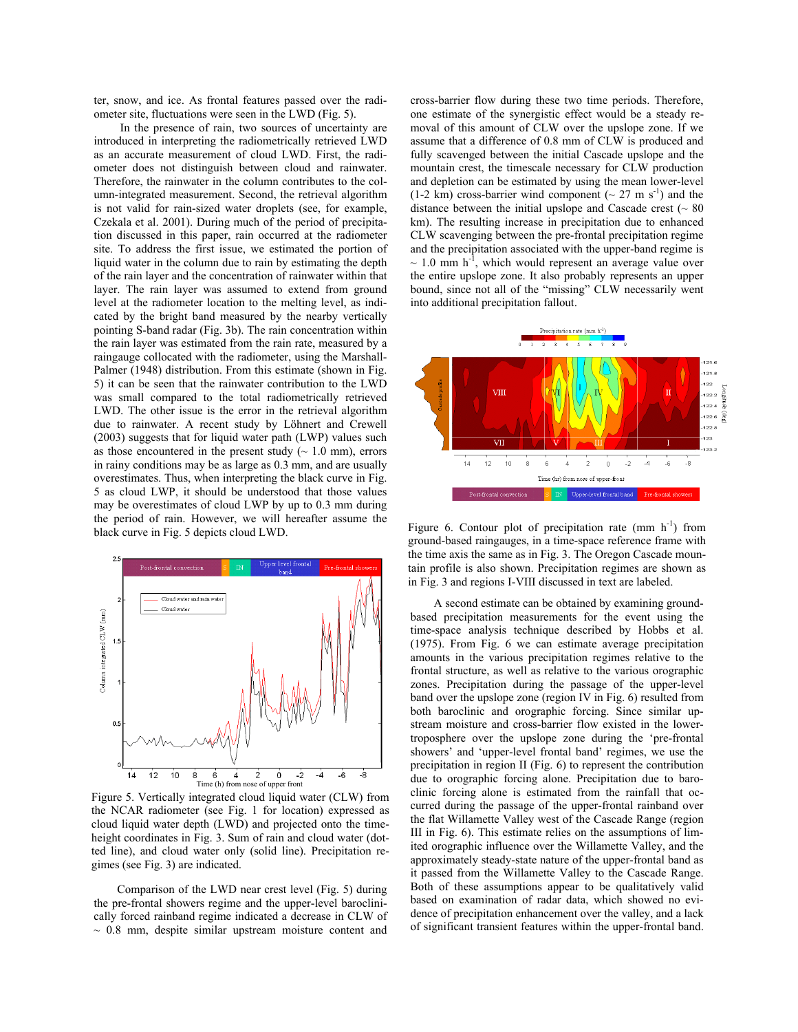ter, snow, and ice. As frontal features passed over the radiometer site, fluctuations were seen in the LWD (Fig. 5).

In the presence of rain, two sources of uncertainty are introduced in interpreting the radiometrically retrieved LWD as an accurate measurement of cloud LWD. First, the radiometer does not distinguish between cloud and rainwater. Therefore, the rainwater in the column contributes to the column-integrated measurement. Second, the retrieval algorithm is not valid for rain-sized water droplets (see, for example, Czekala et al. 2001). During much of the period of precipitation discussed in this paper, rain occurred at the radiometer site. To address the first issue, we estimated the portion of liquid water in the column due to rain by estimating the depth of the rain layer and the concentration of rainwater within that layer. The rain layer was assumed to extend from ground level at the radiometer location to the melting level, as indicated by the bright band measured by the nearby vertically pointing S-band radar (Fig. 3b). The rain concentration within the rain layer was estimated from the rain rate, measured by a raingauge collocated with the radiometer, using the Marshall-Palmer (1948) distribution. From this estimate (shown in Fig. 5) it can be seen that the rainwater contribution to the LWD was small compared to the total radiometrically retrieved LWD. The other issue is the error in the retrieval algorithm due to rainwater. A recent study by Löhnert and Crewell (2003) suggests that for liquid water path (LWP) values such as those encountered in the present study (~ 1.0 mm), errors in rainy conditions may be as large as 0.3 mm, and are usually overestimates. Thus, when interpreting the black curve in Fig. 5 as cloud LWP, it should be understood that those values may be overestimates of cloud LWP by up to 0.3 mm during the period of rain. However, we will hereafter assume the black curve in Fig. 5 depicts cloud LWD.

Figure 5. Vertically integrated cloud liquid water (CLW) from the NCAR radiometer (see Fig. 1 for location) expressed as cloud liquid water depth (LWD) and projected onto the time-height coordinates in Fig. 3. Sum of rain and cloud water (dotted line), and cloud water only (solid line). Precipitation regimes (see Fig. 3) are indicated.

Comparison of the LWD near crest level (Fig. 5) during the pre-frontal showers regime and the upper-level baroclinically forced rainband regime indicated a decrease in CLW of ~ 0.8 mm, despite similar upstream moisture content and cross-barrier flow during these two time periods. Therefore, one estimate of the synergistic effect would be a steady removal of this amount of CLW over the upslope zone. If we assume that a difference of 0.8 mm of CLW is produced and fully scavenged between the initial Cascade upslope and the mountain crest, the timescale necessary for CLW production and depletion can be estimated by using the mean lower-level (1-2 km) cross-barrier wind component (~ 27 m s$^{-1}$) and the distance between the initial upslope and Cascade crest (~ 80 km). The resulting increase in precipitation due to enhanced CLW scavenging between the pre-frontal precipitation regime and the precipitation associated with the upper-band regime is ~ 1.0 mm h$^{-1}$, which would represent an average value over the entire upslope zone. It also probably represents an upper bound, since not all of the "missing" CLW necessarily went into additional precipitation fallout.

Figure 6. Contour plot of precipitation rate (mm h$^{-1}$) from ground-based raingauges, in a time-space reference frame with the time axis the same as in Fig. 3. The Oregon Cascade mountain profile is also shown. Precipitation regimes are shown as in Fig. 3 and regions I-VIII discussed in text are labeled.

A second estimate can be obtained by examining ground-based precipitation measurements for the event using the time-space analysis technique described by Hobbs et al. (1975). From Fig. 6 we can estimate average precipitation amounts in the various precipitation regimes relative to the frontal structure, as well as relative to the various orographic zones. Precipitation during the passage of the upper-level band over the upslope zone (region IV in Fig. 6) resulted from both baroclinic and orographic forcing. Since similar upstream moisture and cross-barrier flow existed in the lower-troposphere over the upslope zone during the 'pre-frontal showers' and 'upper-level frontal band' regimes, we use the precipitation in region II (Fig. 6) to represent the contribution due to orographic forcing alone. Precipitation due to baroclinic forcing alone is estimated from the rainfall that occurred during the passage of the upper-frontal rainband over the flat Willamette Valley west of the Cascade Range (region III in Fig. 6). This estimate relies on the assumptions of limited orographic influence over the Willamette Valley, and the approximately steady-state nature of the upper-frontal band as it passed from the Willamette Valley to the Cascade Range. Both of these assumptions appear to be qualitatively valid based on examination of radar data, which showed no evidence of precipitation enhancement over the valley, and a lack of significant transient features within the upper-frontal band.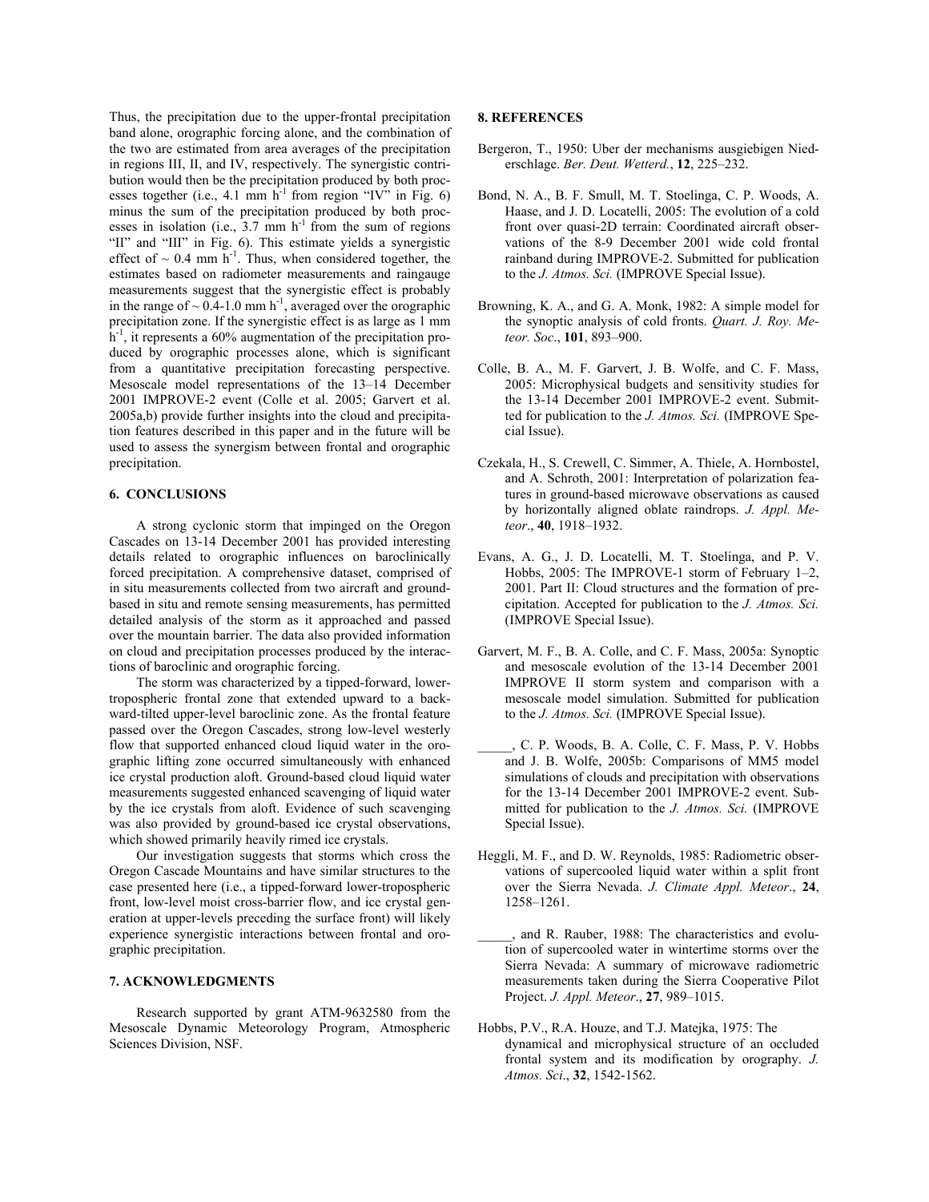Thus, the precipitation due to the upper-frontal precipitation band alone, orographic forcing alone, and the combination of the two are estimated from area averages of the precipitation in regions III, II, and IV, respectively. The synergistic contribution would then be the precipitation produced by both processes together (i.e., 4.1 mm $h^{-1}$ from region "IV" in Fig. 6) minus the sum of the precipitation produced by both processes in isolation (i.e., 3.7 mm $h^{-1}$ from the sum of regions "II" and "III" in Fig. 6). This estimate yields a synergistic effect of ~ 0.4 mm $h^{-1}$. Thus, when considered together, the estimates based on radiometer measurements and raingauge measurements suggest that the synergistic effect is probably in the range of ~ 0.4-1.0 mm $h^{-1}$, averaged over the orographic precipitation zone. If the synergistic effect is as large as 1 mm $h^{-1}$, it represents a 60% augmentation of the precipitation produced by orographic processes alone, which is significant from a quantitative precipitation forecasting perspective. Mesoscale model representations of the 13–14 December 2001 IMPROVE-2 event (Colle et al. 2005; Garvert et al. 2005a,b) provide further insights into the cloud and precipitation features described in this paper and in the future will be used to assess the synergism between frontal and orographic precipitation.

## 6. CONCLUSIONS

A strong cyclonic storm that impinged on the Oregon Cascades on 13-14 December 2001 has provided interesting details related to orographic influences on baroclinically forced precipitation. A comprehensive dataset, comprised of in situ measurements collected from two aircraft and ground-based in situ and remote sensing measurements, has permitted detailed analysis of the storm as it approached and passed over the mountain barrier. The data also provided information on cloud and precipitation processes produced by the interactions of baroclinic and orographic forcing.

The storm was characterized by a tipped-forward, lower-tropospheric frontal zone that extended upward to a backward-tilted upper-level baroclinic zone. As the frontal feature passed over the Oregon Cascades, strong low-level westerly flow that supported enhanced cloud liquid water in the orographic lifting zone occurred simultaneously with enhanced ice crystal production aloft. Ground-based cloud liquid water measurements suggested enhanced scavenging of liquid water by the ice crystals from aloft. Evidence of such scavenging was also provided by ground-based ice crystal observations, which showed primarily heavily rimed ice crystals.

Our investigation suggests that storms which cross the Oregon Cascade Mountains and have similar structures to the case presented here (i.e., a tipped-forward lower-tropospheric front, low-level moist cross-barrier flow, and ice crystal generation at upper-levels preceding the surface front) will likely experience synergistic interactions between frontal and orographic precipitation.

## 7. ACKNOWLEDGMENTS

Research supported by grant ATM-9632580 from the Mesoscale Dynamic Meteorology Program, Atmospheric Sciences Division, NSF.

## 8. REFERENCES

Bergeron, T., 1950: Uber der mechanisms ausgiebigen Niederschlage. *Ber. Deut. Wetterd.*, **12**, 225–232.

Bond, N. A., B. F. Smull, M. T. Stoelinga, C. P. Woods, A. Haase, and J. D. Locatelli, 2005: The evolution of a cold front over quasi-2D terrain: Coordinated aircraft observations of the 8-9 December 2001 wide cold frontal rainband during IMPROVE-2. Submitted for publication to the *J. Atmos. Sci.* (IMPROVE Special Issue).

Browning, K. A., and G. A. Monk, 1982: A simple model for the synoptic analysis of cold fronts. *Quart. J. Roy. Meteor. Soc*., **101**, 893–900.

Colle, B. A., M. F. Garvert, J. B. Wolfe, and C. F. Mass, 2005: Microphysical budgets and sensitivity studies for the 13-14 December 2001 IMPROVE-2 event. Submitted for publication to the *J. Atmos. Sci.* (IMPROVE Special Issue).

Czekala, H., S. Crewell, C. Simmer, A. Thiele, A. Hornbostel, and A. Schroth, 2001: Interpretation of polarization features in ground-based microwave observations as caused by horizontally aligned oblate raindrops. *J. Appl. Meteor*., **40**, 1918–1932.

Evans, A. G., J. D. Locatelli, M. T. Stoelinga, and P. V. Hobbs, 2005: The IMPROVE-1 storm of February 1–2, 2001. Part II: Cloud structures and the formation of precipitation. Accepted for publication to the *J. Atmos. Sci.* (IMPROVE Special Issue).

Garvert, M. F., B. A. Colle, and C. F. Mass, 2005a: Synoptic and mesoscale evolution of the 13-14 December 2001 IMPROVE II storm system and comparison with a mesoscale model simulation. Submitted for publication to the *J. Atmos. Sci.* (IMPROVE Special Issue).

_____, C. P. Woods, B. A. Colle, C. F. Mass, P. V. Hobbs and J. B. Wolfe, 2005b: Comparisons of MM5 model simulations of clouds and precipitation with observations for the 13-14 December 2001 IMPROVE-2 event. Submitted for publication to the *J. Atmos. Sci.* (IMPROVE Special Issue).

Heggli, M. F., and D. W. Reynolds, 1985: Radiometric observations of supercooled liquid water within a split front over the Sierra Nevada. *J. Climate Appl. Meteor*., **24**, 1258–1261.

_____, and R. Rauber, 1988: The characteristics and evolution of supercooled water in wintertime storms over the Sierra Nevada: A summary of microwave radiometric measurements taken during the Sierra Cooperative Pilot Project. *J. Appl. Meteor*., **27**, 989–1015.

Hobbs, P.V., R.A. Houze, and T.J. Matejka, 1975: The dynamical and microphysical structure of an occluded frontal system and its modification by orography. *J. Atmos. Sci*., **32**, 1542-1562.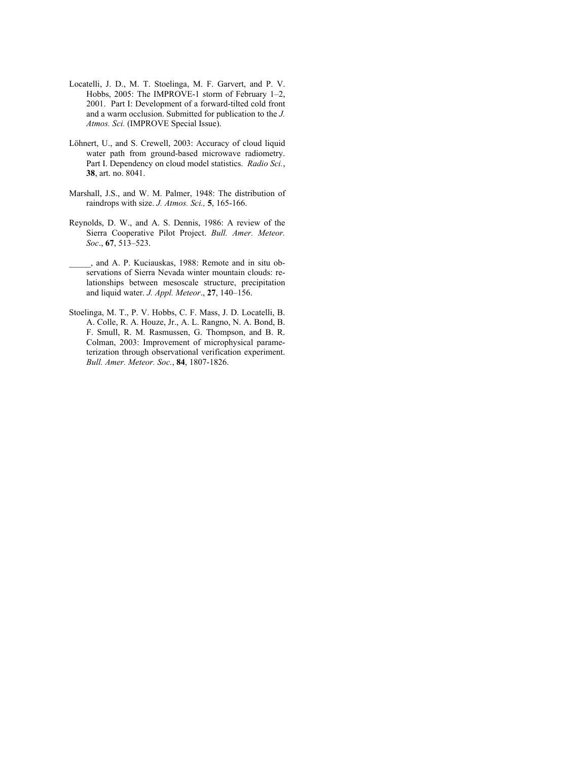Locatelli, J. D., M. T. Stoelinga, M. F. Garvert, and P. V. Hobbs, 2005: The IMPROVE-1 storm of February 1–2, 2001. Part I: Development of a forward-tilted cold front and a warm occlusion. Submitted for publication to the *J. Atmos. Sci.* (IMPROVE Special Issue).

Löhnert, U., and S. Crewell, 2003: Accuracy of cloud liquid water path from ground-based microwave radiometry. Part I. Dependency on cloud model statistics. *Radio Sci.*, **38**, art. no. 8041.

Marshall, J.S., and W. M. Palmer, 1948: The distribution of raindrops with size. *J. Atmos. Sci.,* **5**, 165-166.

Reynolds, D. W., and A. S. Dennis, 1986: A review of the Sierra Cooperative Pilot Project. *Bull. Amer. Meteor. Soc*., **67**, 513–523.

_____, and A. P. Kuciauskas, 1988: Remote and in situ observations of Sierra Nevada winter mountain clouds: relationships between mesoscale structure, precipitation and liquid water. *J. Appl. Meteor*., **27**, 140–156.

Stoelinga, M. T., P. V. Hobbs, C. F. Mass, J. D. Locatelli, B. A. Colle, R. A. Houze, Jr., A. L. Rangno, N. A. Bond, B. F. Smull, R. M. Rasmussen, G. Thompson, and B. R. Colman, 2003: Improvement of microphysical parameterization through observational verification experiment. *Bull. Amer. Meteor. Soc.*, **84**, 1807-1826.